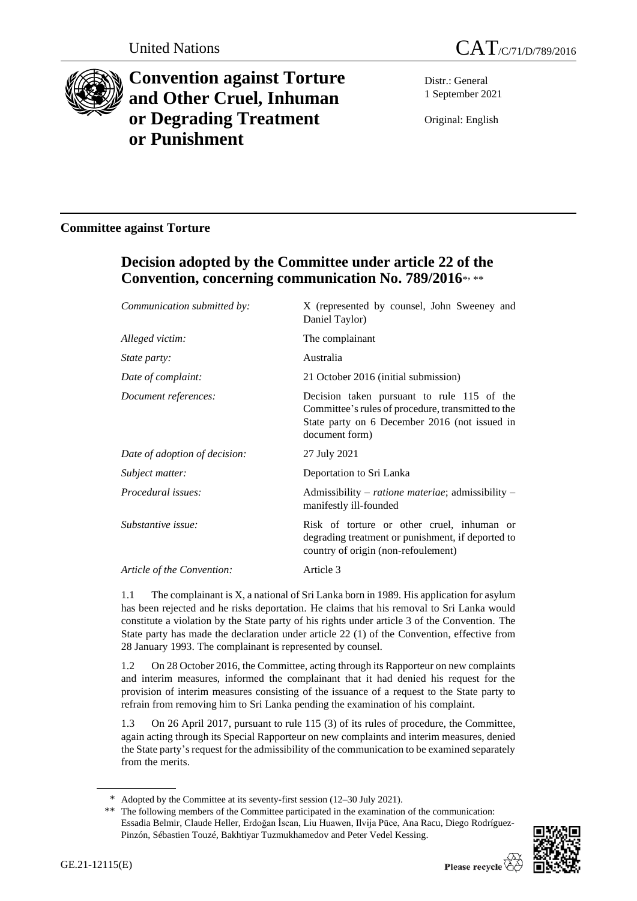United Nations

# CAT/C/71/D/789/2016

# Convention against Torture and Other Cruel, Inhuman or Degrading Treatment or Punishment

Distr.: General
1 September 2021

Original: English

## Committee against Torture

## Decision adopted by the Committee under article 22 of the Convention, concerning communication No. 789/2016*, **

| | |
|---|---|
| *Communication submitted by:* | X (represented by counsel, John Sweeney and Daniel Taylor) |
| *Alleged victim:* | The complainant |
| *State party:* | Australia |
| *Date of complaint:* | 21 October 2016 (initial submission) |
| *Document references:* | Decision taken pursuant to rule 115 of the Committee's rules of procedure, transmitted to the State party on 6 December 2016 (not issued in document form) |
| *Date of adoption of decision:* | 27 July 2021 |
| *Subject matter:* | Deportation to Sri Lanka |
| *Procedural issues:* | Admissibility – *ratione materiae*; admissibility – manifestly ill-founded |
| *Substantive issue:* | Risk of torture or other cruel, inhuman or degrading treatment or punishment, if deported to country of origin (non-refoulement) |
| *Article of the Convention:* | Article 3 |

1.1 The complainant is X, a national of Sri Lanka born in 1989. His application for asylum has been rejected and he risks deportation. He claims that his removal to Sri Lanka would constitute a violation by the State party of his rights under article 3 of the Convention. The State party has made the declaration under article 22 (1) of the Convention, effective from 28 January 1993. The complainant is represented by counsel.

1.2 On 28 October 2016, the Committee, acting through its Rapporteur on new complaints and interim measures, informed the complainant that it had denied his request for the provision of interim measures consisting of the issuance of a request to the State party to refrain from removing him to Sri Lanka pending the examination of his complaint.

1.3 On 26 April 2017, pursuant to rule 115 (3) of its rules of procedure, the Committee, again acting through its Special Rapporteur on new complaints and interim measures, denied the State party's request for the admissibility of the communication to be examined separately from the merits.

\* Adopted by the Committee at its seventy-first session (12–30 July 2021).

\*\* The following members of the Committee participated in the examination of the communication: Essadia Belmir, Claude Heller, Erdoğan İscan, Liu Huawen, Ilvija Pūce, Ana Racu, Diego Rodríguez-Pinzón, Sébastien Touzé, Bakhtiyar Tuzmukhamedov and Peter Vedel Kessing.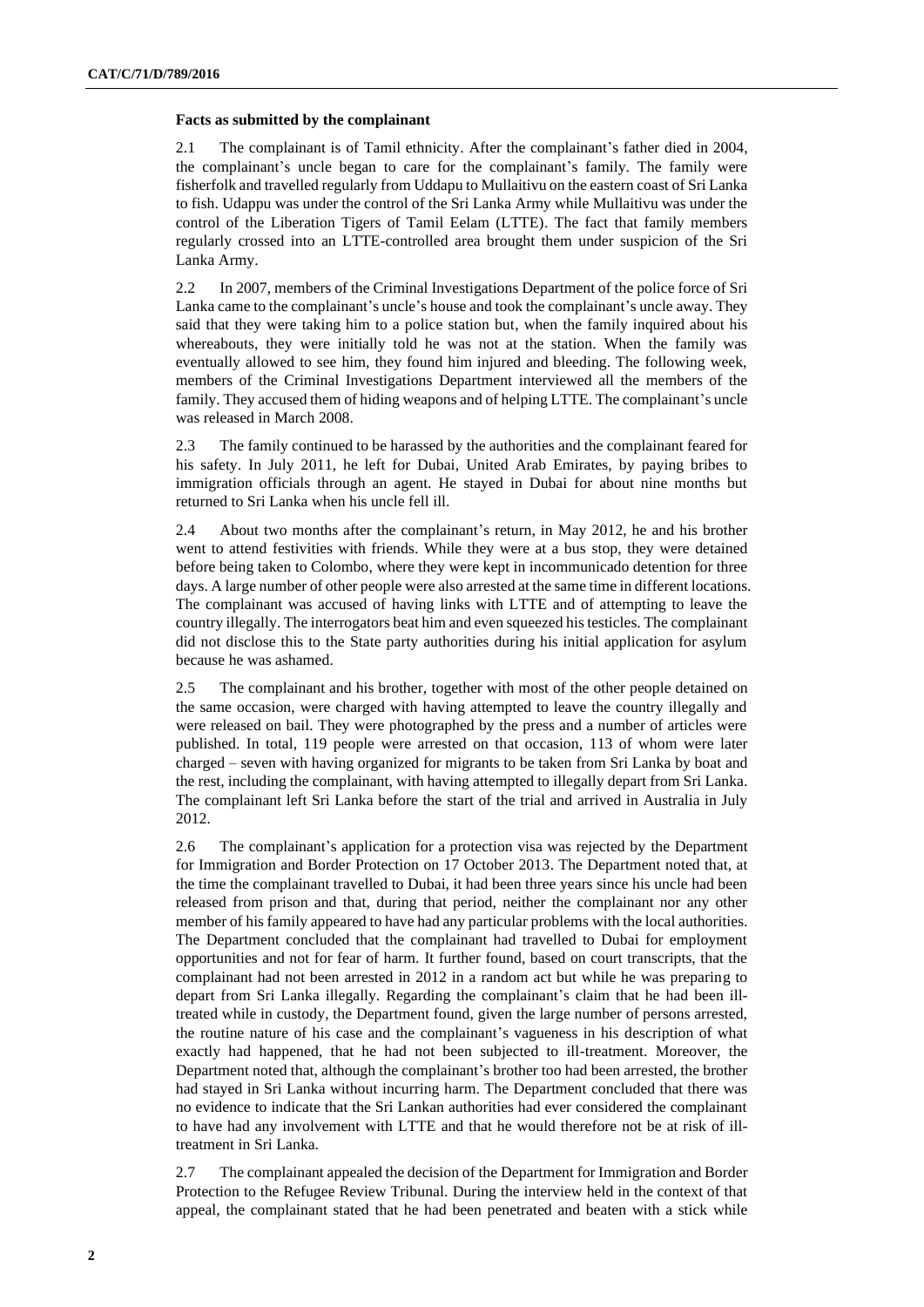**Facts as submitted by the complainant**

2.1 The complainant is of Tamil ethnicity. After the complainant's father died in 2004, the complainant's uncle began to care for the complainant's family. The family were fisherfolk and travelled regularly from Uddapu to Mullaitivu on the eastern coast of Sri Lanka to fish. Udappu was under the control of the Sri Lanka Army while Mullaitivu was under the control of the Liberation Tigers of Tamil Eelam (LTTE). The fact that family members regularly crossed into an LTTE-controlled area brought them under suspicion of the Sri Lanka Army.

2.2 In 2007, members of the Criminal Investigations Department of the police force of Sri Lanka came to the complainant's uncle's house and took the complainant's uncle away. They said that they were taking him to a police station but, when the family inquired about his whereabouts, they were initially told he was not at the station. When the family was eventually allowed to see him, they found him injured and bleeding. The following week, members of the Criminal Investigations Department interviewed all the members of the family. They accused them of hiding weapons and of helping LTTE. The complainant's uncle was released in March 2008.

2.3 The family continued to be harassed by the authorities and the complainant feared for his safety. In July 2011, he left for Dubai, United Arab Emirates, by paying bribes to immigration officials through an agent. He stayed in Dubai for about nine months but returned to Sri Lanka when his uncle fell ill.

2.4 About two months after the complainant's return, in May 2012, he and his brother went to attend festivities with friends. While they were at a bus stop, they were detained before being taken to Colombo, where they were kept in incommunicado detention for three days. A large number of other people were also arrested at the same time in different locations. The complainant was accused of having links with LTTE and of attempting to leave the country illegally. The interrogators beat him and even squeezed his testicles. The complainant did not disclose this to the State party authorities during his initial application for asylum because he was ashamed.

2.5 The complainant and his brother, together with most of the other people detained on the same occasion, were charged with having attempted to leave the country illegally and were released on bail. They were photographed by the press and a number of articles were published. In total, 119 people were arrested on that occasion, 113 of whom were later charged – seven with having organized for migrants to be taken from Sri Lanka by boat and the rest, including the complainant, with having attempted to illegally depart from Sri Lanka. The complainant left Sri Lanka before the start of the trial and arrived in Australia in July 2012.

2.6 The complainant's application for a protection visa was rejected by the Department for Immigration and Border Protection on 17 October 2013. The Department noted that, at the time the complainant travelled to Dubai, it had been three years since his uncle had been released from prison and that, during that period, neither the complainant nor any other member of his family appeared to have had any particular problems with the local authorities. The Department concluded that the complainant had travelled to Dubai for employment opportunities and not for fear of harm. It further found, based on court transcripts, that the complainant had not been arrested in 2012 in a random act but while he was preparing to depart from Sri Lanka illegally. Regarding the complainant's claim that he had been ill-treated while in custody, the Department found, given the large number of persons arrested, the routine nature of his case and the complainant's vagueness in his description of what exactly had happened, that he had not been subjected to ill-treatment. Moreover, the Department noted that, although the complainant's brother too had been arrested, the brother had stayed in Sri Lanka without incurring harm. The Department concluded that there was no evidence to indicate that the Sri Lankan authorities had ever considered the complainant to have had any involvement with LTTE and that he would therefore not be at risk of ill-treatment in Sri Lanka.

2.7 The complainant appealed the decision of the Department for Immigration and Border Protection to the Refugee Review Tribunal. During the interview held in the context of that appeal, the complainant stated that he had been penetrated and beaten with a stick while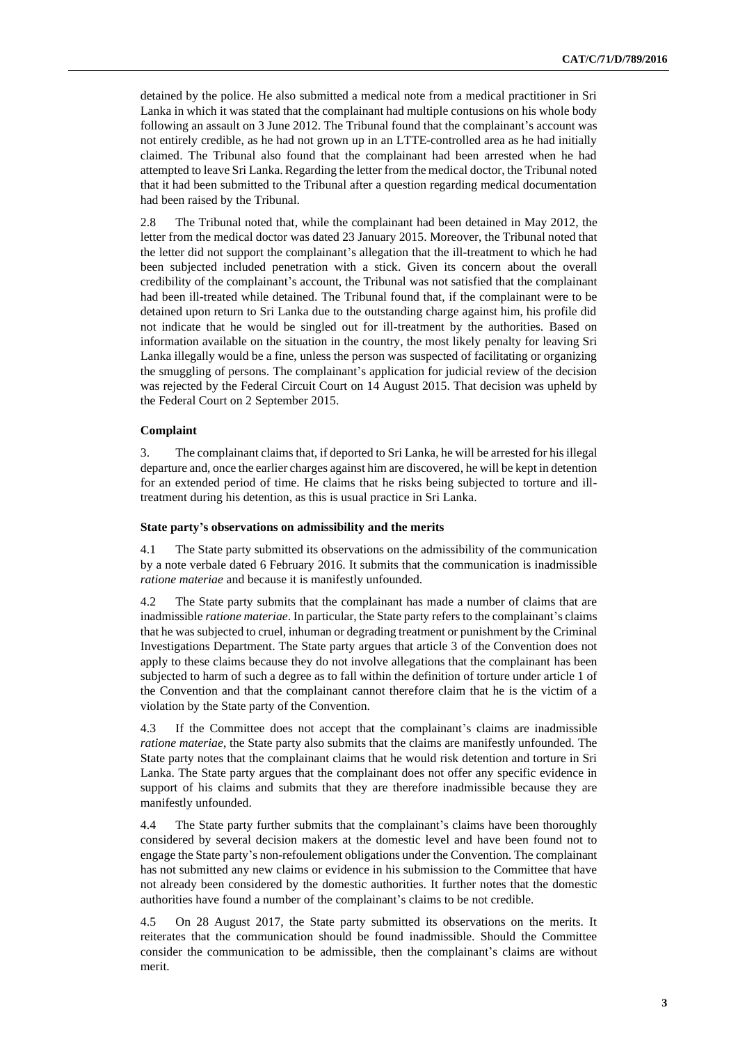detained by the police. He also submitted a medical note from a medical practitioner in Sri Lanka in which it was stated that the complainant had multiple contusions on his whole body following an assault on 3 June 2012. The Tribunal found that the complainant's account was not entirely credible, as he had not grown up in an LTTE-controlled area as he had initially claimed. The Tribunal also found that the complainant had been arrested when he had attempted to leave Sri Lanka. Regarding the letter from the medical doctor, the Tribunal noted that it had been submitted to the Tribunal after a question regarding medical documentation had been raised by the Tribunal.

2.8 The Tribunal noted that, while the complainant had been detained in May 2012, the letter from the medical doctor was dated 23 January 2015. Moreover, the Tribunal noted that the letter did not support the complainant's allegation that the ill-treatment to which he had been subjected included penetration with a stick. Given its concern about the overall credibility of the complainant's account, the Tribunal was not satisfied that the complainant had been ill-treated while detained. The Tribunal found that, if the complainant were to be detained upon return to Sri Lanka due to the outstanding charge against him, his profile did not indicate that he would be singled out for ill-treatment by the authorities. Based on information available on the situation in the country, the most likely penalty for leaving Sri Lanka illegally would be a fine, unless the person was suspected of facilitating or organizing the smuggling of persons. The complainant's application for judicial review of the decision was rejected by the Federal Circuit Court on 14 August 2015. That decision was upheld by the Federal Court on 2 September 2015.

### Complaint

3. The complainant claims that, if deported to Sri Lanka, he will be arrested for his illegal departure and, once the earlier charges against him are discovered, he will be kept in detention for an extended period of time. He claims that he risks being subjected to torture and ill-treatment during his detention, as this is usual practice in Sri Lanka.

### State party's observations on admissibility and the merits

4.1 The State party submitted its observations on the admissibility of the communication by a note verbale dated 6 February 2016. It submits that the communication is inadmissible *ratione materiae* and because it is manifestly unfounded.

4.2 The State party submits that the complainant has made a number of claims that are inadmissible *ratione materiae*. In particular, the State party refers to the complainant's claims that he was subjected to cruel, inhuman or degrading treatment or punishment by the Criminal Investigations Department. The State party argues that article 3 of the Convention does not apply to these claims because they do not involve allegations that the complainant has been subjected to harm of such a degree as to fall within the definition of torture under article 1 of the Convention and that the complainant cannot therefore claim that he is the victim of a violation by the State party of the Convention.

4.3 If the Committee does not accept that the complainant's claims are inadmissible *ratione materiae*, the State party also submits that the claims are manifestly unfounded. The State party notes that the complainant claims that he would risk detention and torture in Sri Lanka. The State party argues that the complainant does not offer any specific evidence in support of his claims and submits that they are therefore inadmissible because they are manifestly unfounded.

4.4 The State party further submits that the complainant's claims have been thoroughly considered by several decision makers at the domestic level and have been found not to engage the State party's non-refoulement obligations under the Convention. The complainant has not submitted any new claims or evidence in his submission to the Committee that have not already been considered by the domestic authorities. It further notes that the domestic authorities have found a number of the complainant's claims to be not credible.

4.5 On 28 August 2017, the State party submitted its observations on the merits. It reiterates that the communication should be found inadmissible. Should the Committee consider the communication to be admissible, then the complainant's claims are without merit.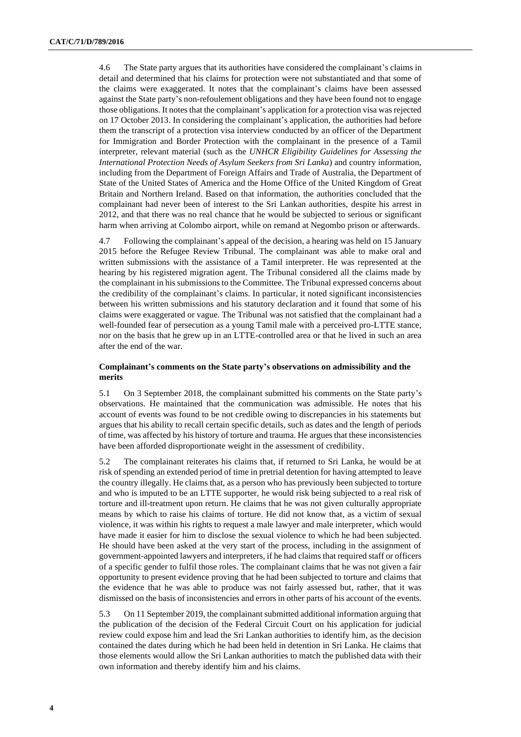4.6 The State party argues that its authorities have considered the complainant's claims in detail and determined that his claims for protection were not substantiated and that some of the claims were exaggerated. It notes that the complainant's claims have been assessed against the State party's non-refoulement obligations and they have been found not to engage those obligations. It notes that the complainant's application for a protection visa was rejected on 17 October 2013. In considering the complainant's application, the authorities had before them the transcript of a protection visa interview conducted by an officer of the Department for Immigration and Border Protection with the complainant in the presence of a Tamil interpreter, relevant material (such as the *UNHCR Eligibility Guidelines for Assessing the International Protection Needs of Asylum Seekers from Sri Lanka*) and country information, including from the Department of Foreign Affairs and Trade of Australia, the Department of State of the United States of America and the Home Office of the United Kingdom of Great Britain and Northern Ireland. Based on that information, the authorities concluded that the complainant had never been of interest to the Sri Lankan authorities, despite his arrest in 2012, and that there was no real chance that he would be subjected to serious or significant harm when arriving at Colombo airport, while on remand at Negombo prison or afterwards.

4.7 Following the complainant's appeal of the decision, a hearing was held on 15 January 2015 before the Refugee Review Tribunal. The complainant was able to make oral and written submissions with the assistance of a Tamil interpreter. He was represented at the hearing by his registered migration agent. The Tribunal considered all the claims made by the complainant in his submissions to the Committee. The Tribunal expressed concerns about the credibility of the complainant's claims. In particular, it noted significant inconsistencies between his written submissions and his statutory declaration and it found that some of his claims were exaggerated or vague. The Tribunal was not satisfied that the complainant had a well-founded fear of persecution as a young Tamil male with a perceived pro-LTTE stance, nor on the basis that he grew up in an LTTE-controlled area or that he lived in such an area after the end of the war.

### Complainant's comments on the State party's observations on admissibility and the merits

5.1 On 3 September 2018, the complainant submitted his comments on the State party's observations. He maintained that the communication was admissible. He notes that his account of events was found to be not credible owing to discrepancies in his statements but argues that his ability to recall certain specific details, such as dates and the length of periods of time, was affected by his history of torture and trauma. He argues that these inconsistencies have been afforded disproportionate weight in the assessment of credibility.

5.2 The complainant reiterates his claims that, if returned to Sri Lanka, he would be at risk of spending an extended period of time in pretrial detention for having attempted to leave the country illegally. He claims that, as a person who has previously been subjected to torture and who is imputed to be an LTTE supporter, he would risk being subjected to a real risk of torture and ill-treatment upon return. He claims that he was not given culturally appropriate means by which to raise his claims of torture. He did not know that, as a victim of sexual violence, it was within his rights to request a male lawyer and male interpreter, which would have made it easier for him to disclose the sexual violence to which he had been subjected. He should have been asked at the very start of the process, including in the assignment of government-appointed lawyers and interpreters, if he had claims that required staff or officers of a specific gender to fulfil those roles. The complainant claims that he was not given a fair opportunity to present evidence proving that he had been subjected to torture and claims that the evidence that he was able to produce was not fairly assessed but, rather, that it was dismissed on the basis of inconsistencies and errors in other parts of his account of the events.

5.3 On 11 September 2019, the complainant submitted additional information arguing that the publication of the decision of the Federal Circuit Court on his application for judicial review could expose him and lead the Sri Lankan authorities to identify him, as the decision contained the dates during which he had been held in detention in Sri Lanka. He claims that those elements would allow the Sri Lankan authorities to match the published data with their own information and thereby identify him and his claims.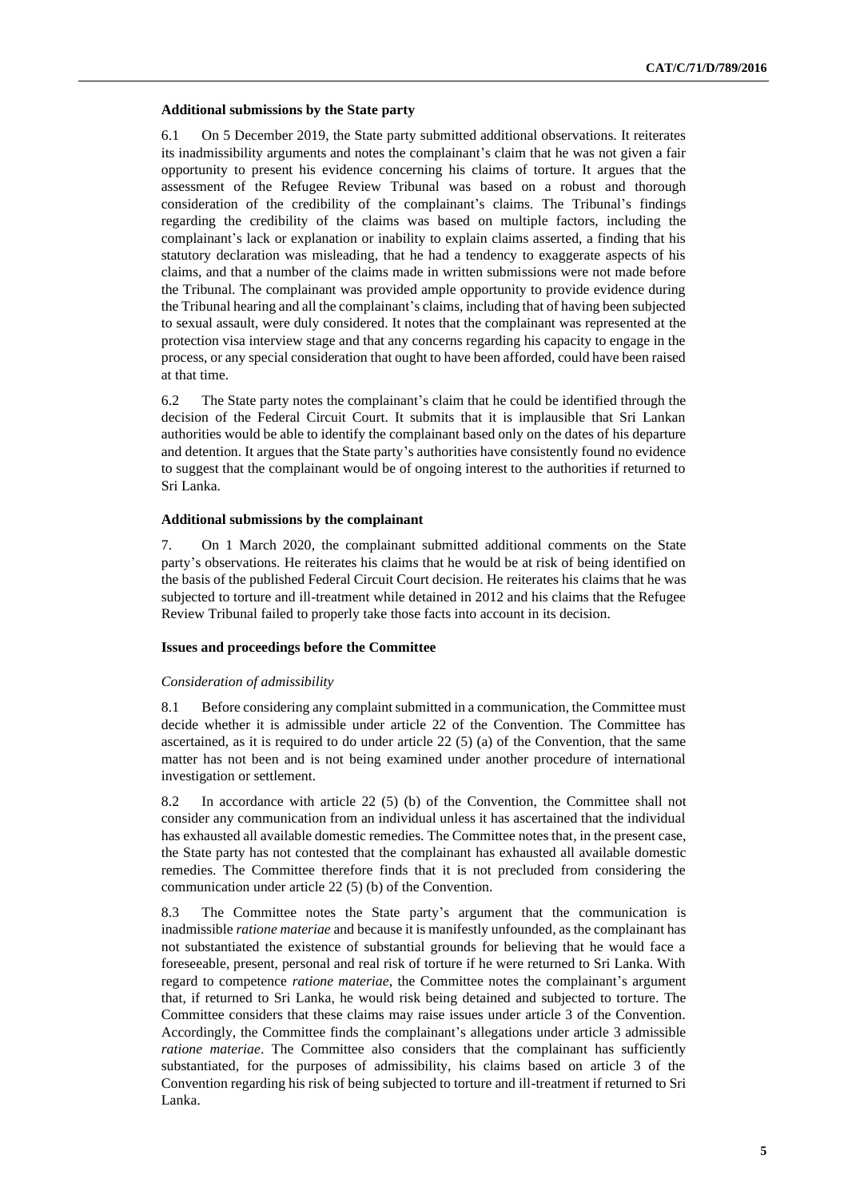### Additional submissions by the State party

6.1 On 5 December 2019, the State party submitted additional observations. It reiterates its inadmissibility arguments and notes the complainant's claim that he was not given a fair opportunity to present his evidence concerning his claims of torture. It argues that the assessment of the Refugee Review Tribunal was based on a robust and thorough consideration of the credibility of the complainant's claims. The Tribunal's findings regarding the credibility of the claims was based on multiple factors, including the complainant's lack or explanation or inability to explain claims asserted, a finding that his statutory declaration was misleading, that he had a tendency to exaggerate aspects of his claims, and that a number of the claims made in written submissions were not made before the Tribunal. The complainant was provided ample opportunity to provide evidence during the Tribunal hearing and all the complainant's claims, including that of having been subjected to sexual assault, were duly considered. It notes that the complainant was represented at the protection visa interview stage and that any concerns regarding his capacity to engage in the process, or any special consideration that ought to have been afforded, could have been raised at that time.

6.2 The State party notes the complainant's claim that he could be identified through the decision of the Federal Circuit Court. It submits that it is implausible that Sri Lankan authorities would be able to identify the complainant based only on the dates of his departure and detention. It argues that the State party's authorities have consistently found no evidence to suggest that the complainant would be of ongoing interest to the authorities if returned to Sri Lanka.

### Additional submissions by the complainant

7. On 1 March 2020, the complainant submitted additional comments on the State party's observations. He reiterates his claims that he would be at risk of being identified on the basis of the published Federal Circuit Court decision. He reiterates his claims that he was subjected to torture and ill-treatment while detained in 2012 and his claims that the Refugee Review Tribunal failed to properly take those facts into account in its decision.

### Issues and proceedings before the Committee

*Consideration of admissibility*

8.1 Before considering any complaint submitted in a communication, the Committee must decide whether it is admissible under article 22 of the Convention. The Committee has ascertained, as it is required to do under article 22 (5) (a) of the Convention, that the same matter has not been and is not being examined under another procedure of international investigation or settlement.

8.2 In accordance with article 22 (5) (b) of the Convention, the Committee shall not consider any communication from an individual unless it has ascertained that the individual has exhausted all available domestic remedies. The Committee notes that, in the present case, the State party has not contested that the complainant has exhausted all available domestic remedies. The Committee therefore finds that it is not precluded from considering the communication under article 22 (5) (b) of the Convention.

8.3 The Committee notes the State party's argument that the communication is inadmissible *ratione materiae* and because it is manifestly unfounded, as the complainant has not substantiated the existence of substantial grounds for believing that he would face a foreseeable, present, personal and real risk of torture if he were returned to Sri Lanka. With regard to competence *ratione materiae*, the Committee notes the complainant's argument that, if returned to Sri Lanka, he would risk being detained and subjected to torture. The Committee considers that these claims may raise issues under article 3 of the Convention. Accordingly, the Committee finds the complainant's allegations under article 3 admissible *ratione materiae*. The Committee also considers that the complainant has sufficiently substantiated, for the purposes of admissibility, his claims based on article 3 of the Convention regarding his risk of being subjected to torture and ill-treatment if returned to Sri Lanka.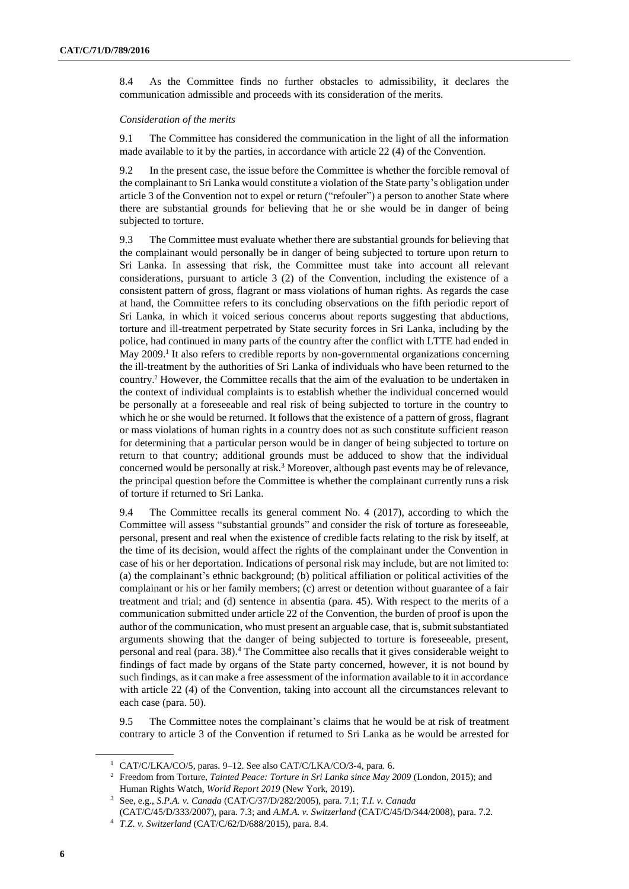8.4 As the Committee finds no further obstacles to admissibility, it declares the communication admissible and proceeds with its consideration of the merits.

*Consideration of the merits*

9.1 The Committee has considered the communication in the light of all the information made available to it by the parties, in accordance with article 22 (4) of the Convention.

9.2 In the present case, the issue before the Committee is whether the forcible removal of the complainant to Sri Lanka would constitute a violation of the State party's obligation under article 3 of the Convention not to expel or return ("refouler") a person to another State where there are substantial grounds for believing that he or she would be in danger of being subjected to torture.

9.3 The Committee must evaluate whether there are substantial grounds for believing that the complainant would personally be in danger of being subjected to torture upon return to Sri Lanka. In assessing that risk, the Committee must take into account all relevant considerations, pursuant to article 3 (2) of the Convention, including the existence of a consistent pattern of gross, flagrant or mass violations of human rights. As regards the case at hand, the Committee refers to its concluding observations on the fifth periodic report of Sri Lanka, in which it voiced serious concerns about reports suggesting that abductions, torture and ill-treatment perpetrated by State security forces in Sri Lanka, including by the police, had continued in many parts of the country after the conflict with LTTE had ended in May 2009.[1] It also refers to credible reports by non-governmental organizations concerning the ill-treatment by the authorities of Sri Lanka of individuals who have been returned to the country.[2] However, the Committee recalls that the aim of the evaluation to be undertaken in the context of individual complaints is to establish whether the individual concerned would be personally at a foreseeable and real risk of being subjected to torture in the country to which he or she would be returned. It follows that the existence of a pattern of gross, flagrant or mass violations of human rights in a country does not as such constitute sufficient reason for determining that a particular person would be in danger of being subjected to torture on return to that country; additional grounds must be adduced to show that the individual concerned would be personally at risk.[3] Moreover, although past events may be of relevance, the principal question before the Committee is whether the complainant currently runs a risk of torture if returned to Sri Lanka.

9.4 The Committee recalls its general comment No. 4 (2017), according to which the Committee will assess "substantial grounds" and consider the risk of torture as foreseeable, personal, present and real when the existence of credible facts relating to the risk by itself, at the time of its decision, would affect the rights of the complainant under the Convention in case of his or her deportation. Indications of personal risk may include, but are not limited to: (a) the complainant's ethnic background; (b) political affiliation or political activities of the complainant or his or her family members; (c) arrest or detention without guarantee of a fair treatment and trial; and (d) sentence in absentia (para. 45). With respect to the merits of a communication submitted under article 22 of the Convention, the burden of proof is upon the author of the communication, who must present an arguable case, that is, submit substantiated arguments showing that the danger of being subjected to torture is foreseeable, present, personal and real (para. 38).[4] The Committee also recalls that it gives considerable weight to findings of fact made by organs of the State party concerned, however, it is not bound by such findings, as it can make a free assessment of the information available to it in accordance with article 22 (4) of the Convention, taking into account all the circumstances relevant to each case (para. 50).

9.5 The Committee notes the complainant's claims that he would be at risk of treatment contrary to article 3 of the Convention if returned to Sri Lanka as he would be arrested for

---

[1] CAT/C/LKA/CO/5, paras. 9–12. See also CAT/C/LKA/CO/3-4, para. 6.

[2] Freedom from Torture, *Tainted Peace: Torture in Sri Lanka since May 2009* (London, 2015); and Human Rights Watch, *World Report 2019* (New York, 2019).

[3] See, e.g., *S.P.A. v. Canada* (CAT/C/37/D/282/2005), para. 7.1; *T.I. v. Canada* (CAT/C/45/D/333/2007), para. 7.3; and *A.M.A. v. Switzerland* (CAT/C/45/D/344/2008), para. 7.2.

[4] *T.Z. v. Switzerland* (CAT/C/62/D/688/2015), para. 8.4.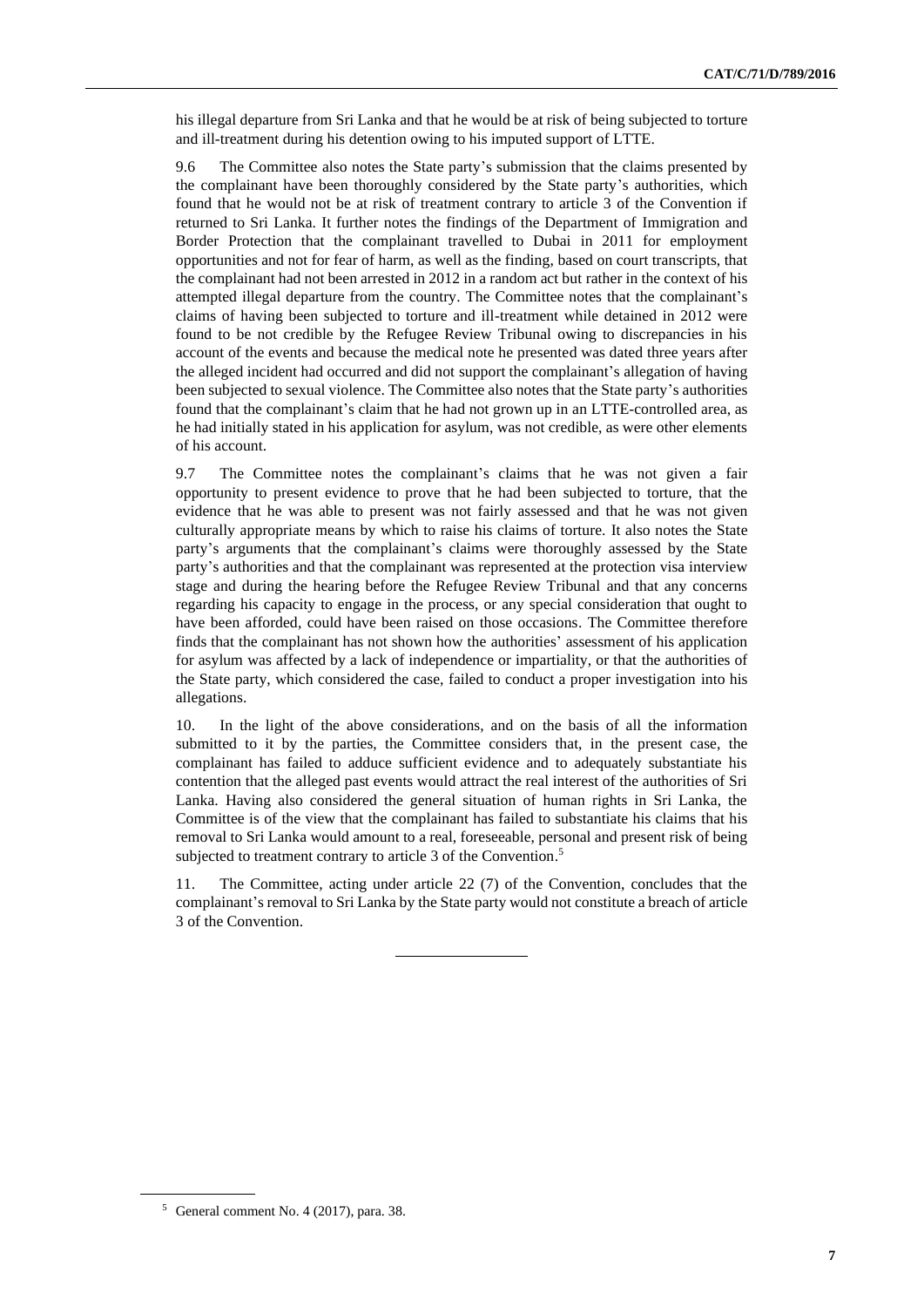his illegal departure from Sri Lanka and that he would be at risk of being subjected to torture and ill-treatment during his detention owing to his imputed support of LTTE.

9.6 The Committee also notes the State party's submission that the claims presented by the complainant have been thoroughly considered by the State party's authorities, which found that he would not be at risk of treatment contrary to article 3 of the Convention if returned to Sri Lanka. It further notes the findings of the Department of Immigration and Border Protection that the complainant travelled to Dubai in 2011 for employment opportunities and not for fear of harm, as well as the finding, based on court transcripts, that the complainant had not been arrested in 2012 in a random act but rather in the context of his attempted illegal departure from the country. The Committee notes that the complainant's claims of having been subjected to torture and ill-treatment while detained in 2012 were found to be not credible by the Refugee Review Tribunal owing to discrepancies in his account of the events and because the medical note he presented was dated three years after the alleged incident had occurred and did not support the complainant's allegation of having been subjected to sexual violence. The Committee also notes that the State party's authorities found that the complainant's claim that he had not grown up in an LTTE-controlled area, as he had initially stated in his application for asylum, was not credible, as were other elements of his account.

9.7 The Committee notes the complainant's claims that he was not given a fair opportunity to present evidence to prove that he had been subjected to torture, that the evidence that he was able to present was not fairly assessed and that he was not given culturally appropriate means by which to raise his claims of torture. It also notes the State party's arguments that the complainant's claims were thoroughly assessed by the State party's authorities and that the complainant was represented at the protection visa interview stage and during the hearing before the Refugee Review Tribunal and that any concerns regarding his capacity to engage in the process, or any special consideration that ought to have been afforded, could have been raised on those occasions. The Committee therefore finds that the complainant has not shown how the authorities' assessment of his application for asylum was affected by a lack of independence or impartiality, or that the authorities of the State party, which considered the case, failed to conduct a proper investigation into his allegations.

10. In the light of the above considerations, and on the basis of all the information submitted to it by the parties, the Committee considers that, in the present case, the complainant has failed to adduce sufficient evidence and to adequately substantiate his contention that the alleged past events would attract the real interest of the authorities of Sri Lanka. Having also considered the general situation of human rights in Sri Lanka, the Committee is of the view that the complainant has failed to substantiate his claims that his removal to Sri Lanka would amount to a real, foreseeable, personal and present risk of being subjected to treatment contrary to article 3 of the Convention.[5]

11. The Committee, acting under article 22 (7) of the Convention, concludes that the complainant's removal to Sri Lanka by the State party would not constitute a breach of article 3 of the Convention.

---

[5] General comment No. 4 (2017), para. 38.